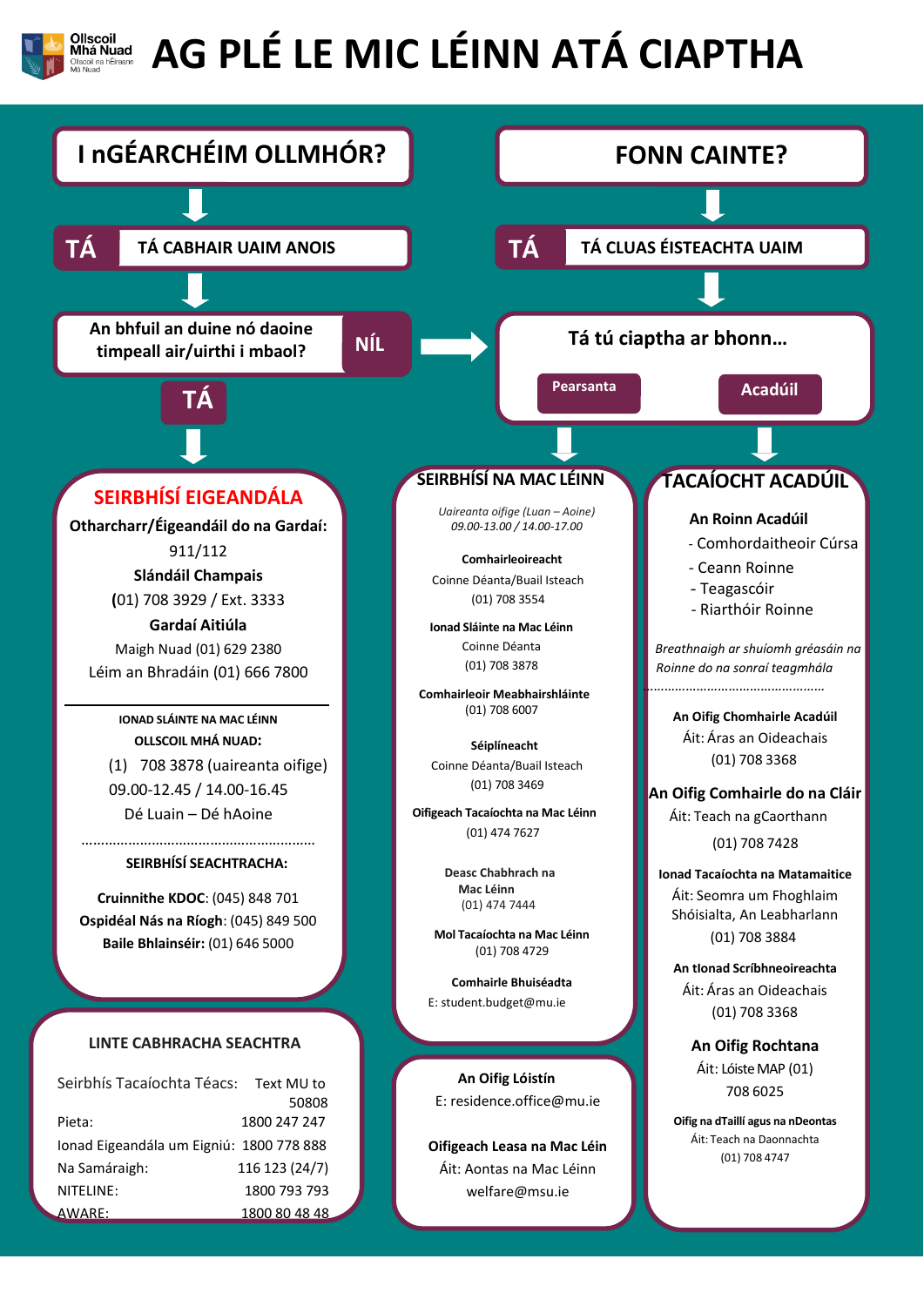# AG PLÉ LE MIC LÉINN ATÁ CIAPTHA

## I nGÉARCHÉIM OLLMHÓR?

**TÁ** — TÁ CABHAIR UAIM ANOIS

An bhfuil an duine nó daoine timpeall air/uirthi i mbaol?

**NÍL** → Tá tú ciaptha ar bhonn…

**TÁ** ↓

## SEIRBHÍSÍ EIGEANDÁLA

**Otharcharr/Éigeandáil do na Gardaí:**
911/112

**Slándáil Champais**
(01) 708 3929 / Ext. 3333

**Gardaí Aitiúla**
Maigh Nuad (01) 629 2380
Léim an Bhradáin (01) 666 7800

---

**IONAD SLÁINTE NA MAC LÉINN OLLSCOIL MHÁ NUAD:**
(1) 708 3878 (uaireanta oifige)
09.00-12.45 / 14.00-16.45
Dé Luain – Dé hAoine

.........................................................

**SEIRBHÍSÍ SEACHTRACHA:**

**Cruinnithe KDOC**: (045) 848 701
**Ospidéal Nás na Ríogh**: (045) 849 500
**Baile Bhlainséir:** (01) 646 5000

## LINTE CABHRACHA SEACHTRA

| | |
|---|---|
| Seirbhís Tacaíochta Téacs: | Text MU to 50808 |
| Pieta: | 1800 247 247 |
| Ionad Eigeandála um Eigniú: | 1800 778 888 |
| Na Samáraigh: | 116 123 (24/7) |
| NITELINE: | 1800 793 793 |
| AWARE: | 1800 80 48 48 |

## FONN CAINTE?

**TÁ** — TÁ CLUAS ÉISTEACHTA UAIM

Tá tú ciaptha ar bhonn…

**Pearsanta** | **Acadúil**

## SEIRBHÍSÍ NA MAC LÉINN

*Uaireanta oifige (Luan – Aoine)*
*09.00-13.00 / 14.00-17.00*

**Comhairleoireacht**
Coinne Déanta/Buail Isteach
(01) 708 3554

**Ionad Sláinte na Mac Léinn**
Coinne Déanta
(01) 708 3878

**Comhairleoir Meabhairshláinte**
(01) 708 6007

**Séiplíneacht**
Coinne Déanta/Buail Isteach
(01) 708 3469

**Oifigeach Tacaíochta na Mac Léinn**
(01) 474 7627

**Deasc Chabhrach na Mac Léinn**
(01) 474 7444

**Mol Tacaíochta na Mac Léinn**
(01) 708 4729

**Comhairle Bhuiséadta**
E: student.budget@mu.ie

---

**An Oifig Lóistín**
E: residence.office@mu.ie

**Oifigeach Leasa na Mac Léin**
Áit: Aontas na Mac Léinn
welfare@msu.ie

## TACAÍOCHT ACADÚIL

**An Roinn Acadúil**
- Comhordaitheoir Cúrsa
- Ceann Roinne
- Teagascóir
- Riarthóir Roinne

*Breathnaigh ar shuíomh gréasáin na Roinne do na sonraí teagmhála*

.................................................

**An Oifig Chomhairle Acadúil**
Áit: Áras an Oideachais
(01) 708 3368

**An Oifig Comhairle do na Cláir**
Áit: Teach na gCaorthann
(01) 708 7428

**Ionad Tacaíochta na Matamaitice**
Áit: Seomra um Fhoghlaim Shóisialta, An Leabharlann
(01) 708 3884

**An tIonad Scríbhneoireachta**
Áit: Áras an Oideachais
(01) 708 3368

**An Oifig Rochtana**
Áit: Lóiste MAP (01) 708 6025

**Oifig na dTaillí agus na nDeontas**
Áit: Teach na Daonnachta
(01) 708 4747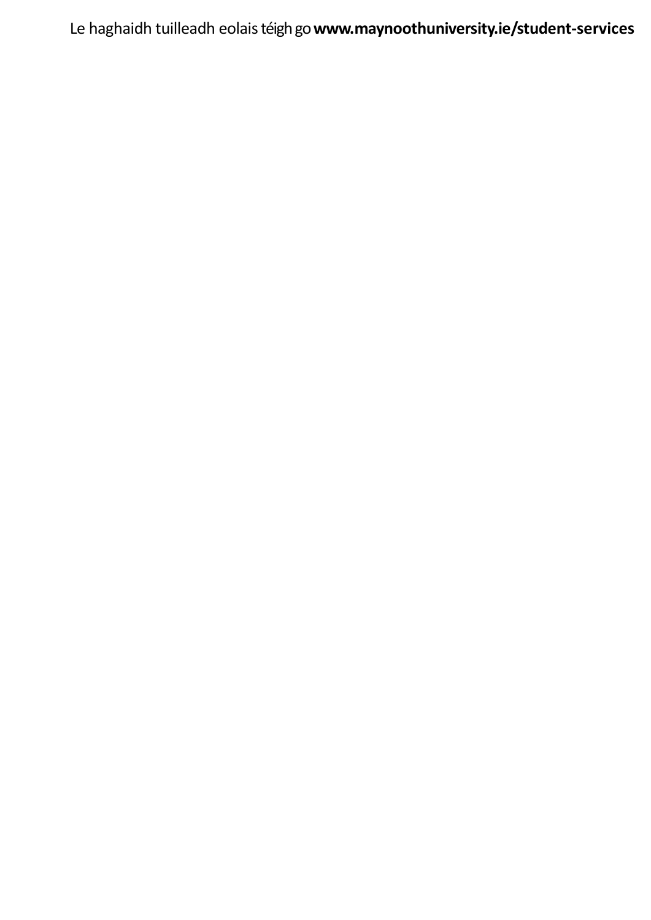Le haghaidh tuilleadh eolais téigh go **www.maynoothuniversity.ie/student-services**